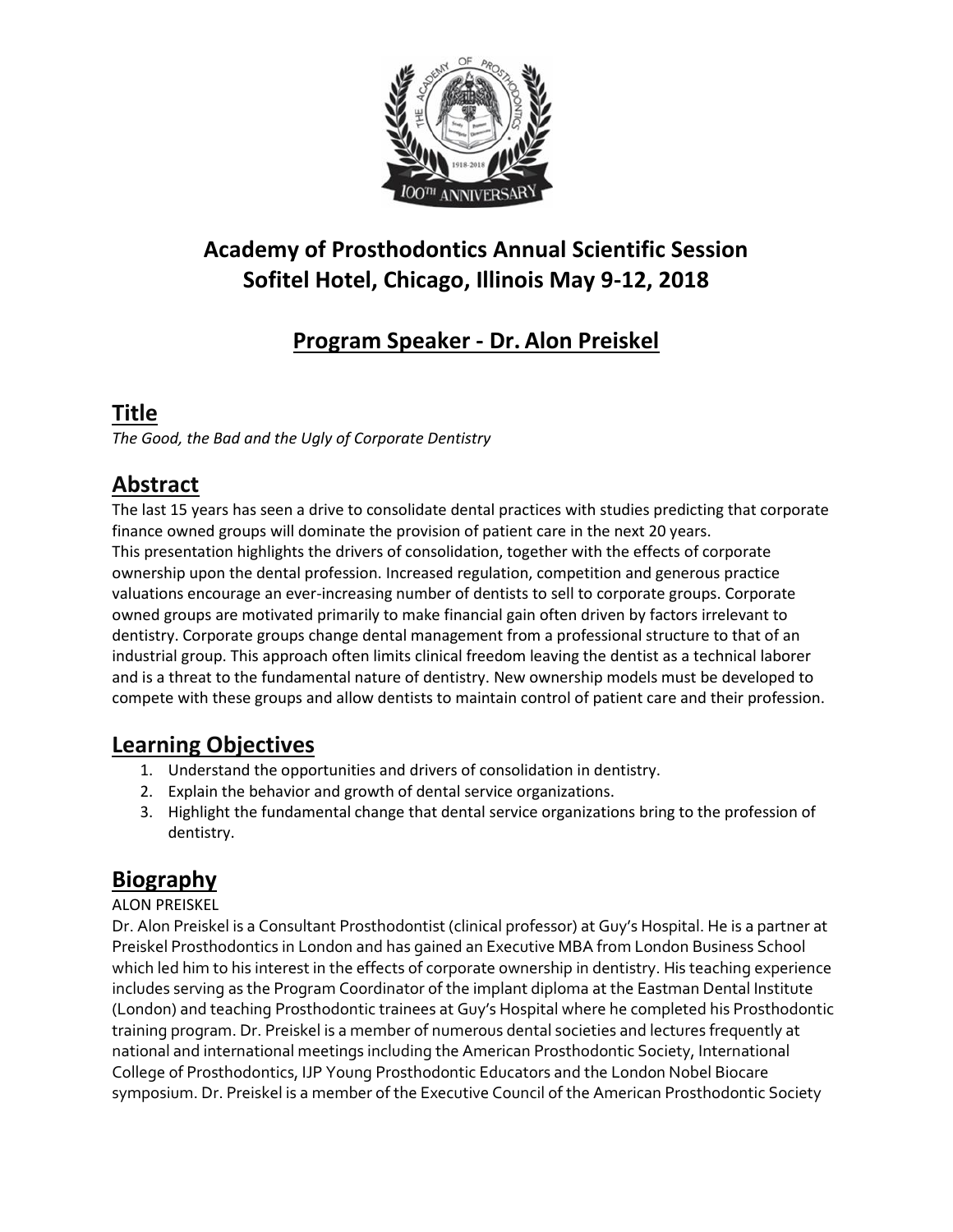# Academy of Prosthodontics Annual Scientific Session
# Sofitel Hotel, Chicago, Illinois May 9-12, 2018

## Program Speaker - Dr. Alon Preiskel

## Title

*The Good, the Bad and the Ugly of Corporate Dentistry*

## Abstract

The last 15 years has seen a drive to consolidate dental practices with studies predicting that corporate finance owned groups will dominate the provision of patient care in the next 20 years.
This presentation highlights the drivers of consolidation, together with the effects of corporate ownership upon the dental profession. Increased regulation, competition and generous practice valuations encourage an ever-increasing number of dentists to sell to corporate groups. Corporate owned groups are motivated primarily to make financial gain often driven by factors irrelevant to dentistry. Corporate groups change dental management from a professional structure to that of an industrial group. This approach often limits clinical freedom leaving the dentist as a technical laborer and is a threat to the fundamental nature of dentistry. New ownership models must be developed to compete with these groups and allow dentists to maintain control of patient care and their profession.

## Learning Objectives

1. Understand the opportunities and drivers of consolidation in dentistry.
2. Explain the behavior and growth of dental service organizations.
3. Highlight the fundamental change that dental service organizations bring to the profession of dentistry.

## Biography

ALON PREISKEL

Dr. Alon Preiskel is a Consultant Prosthodontist (clinical professor) at Guy's Hospital. He is a partner at Preiskel Prosthodontics in London and has gained an Executive MBA from London Business School which led him to his interest in the effects of corporate ownership in dentistry. His teaching experience includes serving as the Program Coordinator of the implant diploma at the Eastman Dental Institute (London) and teaching Prosthodontic trainees at Guy's Hospital where he completed his Prosthodontic training program. Dr. Preiskel is a member of numerous dental societies and lectures frequently at national and international meetings including the American Prosthodontic Society, International College of Prosthodontics, IJP Young Prosthodontic Educators and the London Nobel Biocare symposium. Dr. Preiskel is a member of the Executive Council of the American Prosthodontic Society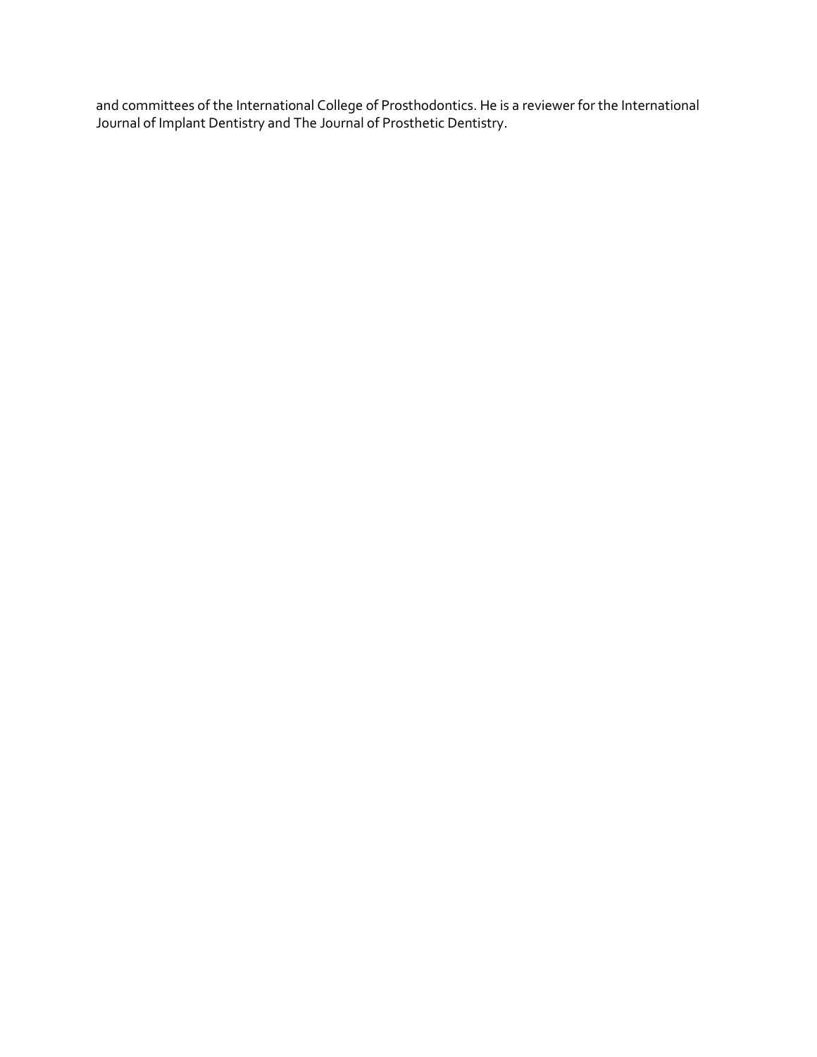and committees of the International College of Prosthodontics. He is a reviewer for the International Journal of Implant Dentistry and The Journal of Prosthetic Dentistry.